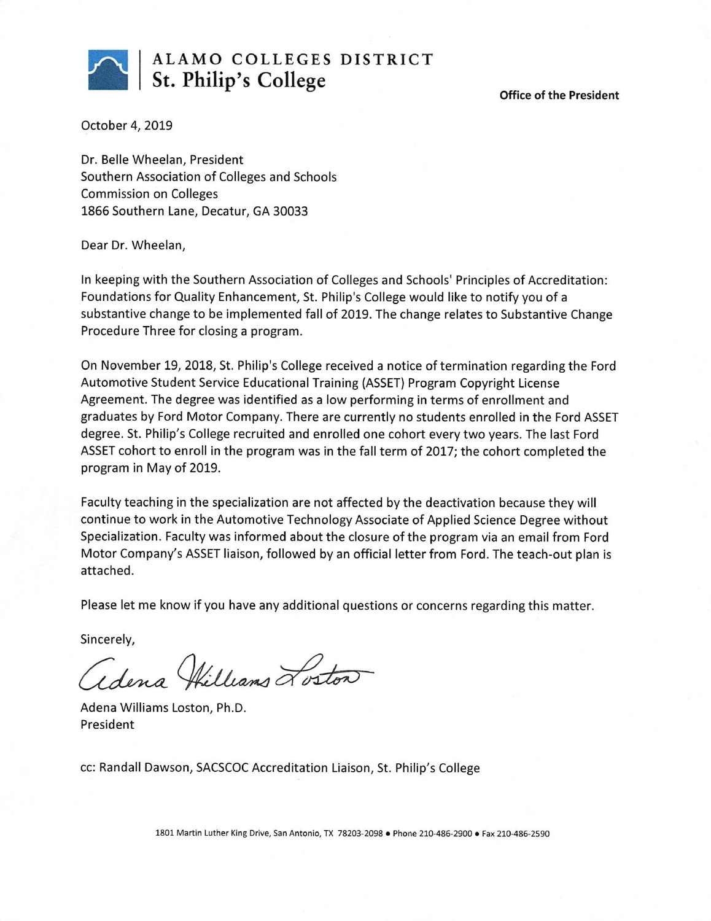**ALAMO COLLEGES DISTRICT**
**St. Philip's College**

**Office of the President**

October 4, 2019

Dr. Belle Wheelan, President
Southern Association of Colleges and Schools
Commission on Colleges
1866 Southern Lane, Decatur, GA 30033

Dear Dr. Wheelan,

In keeping with the Southern Association of Colleges and Schools' Principles of Accreditation: Foundations for Quality Enhancement, St. Philip's College would like to notify you of a substantive change to be implemented fall of 2019. The change relates to Substantive Change Procedure Three for closing a program.

On November 19, 2018, St. Philip's College received a notice of termination regarding the Ford Automotive Student Service Educational Training (ASSET) Program Copyright License Agreement. The degree was identified as a low performing in terms of enrollment and graduates by Ford Motor Company. There are currently no students enrolled in the Ford ASSET degree. St. Philip's College recruited and enrolled one cohort every two years. The last Ford ASSET cohort to enroll in the program was in the fall term of 2017; the cohort completed the program in May of 2019.

Faculty teaching in the specialization are not affected by the deactivation because they will continue to work in the Automotive Technology Associate of Applied Science Degree without Specialization. Faculty was informed about the closure of the program via an email from Ford Motor Company's ASSET liaison, followed by an official letter from Ford. The teach-out plan is attached.

Please let me know if you have any additional questions or concerns regarding this matter.

Sincerely,

Adena Williams Loston

Adena Williams Loston, Ph.D.
President

cc: Randall Dawson, SACSCOC Accreditation Liaison, St. Philip's College

1801 Martin Luther King Drive, San Antonio, TX 78203-2098 • Phone 210-486-2900 • Fax 210-486-2590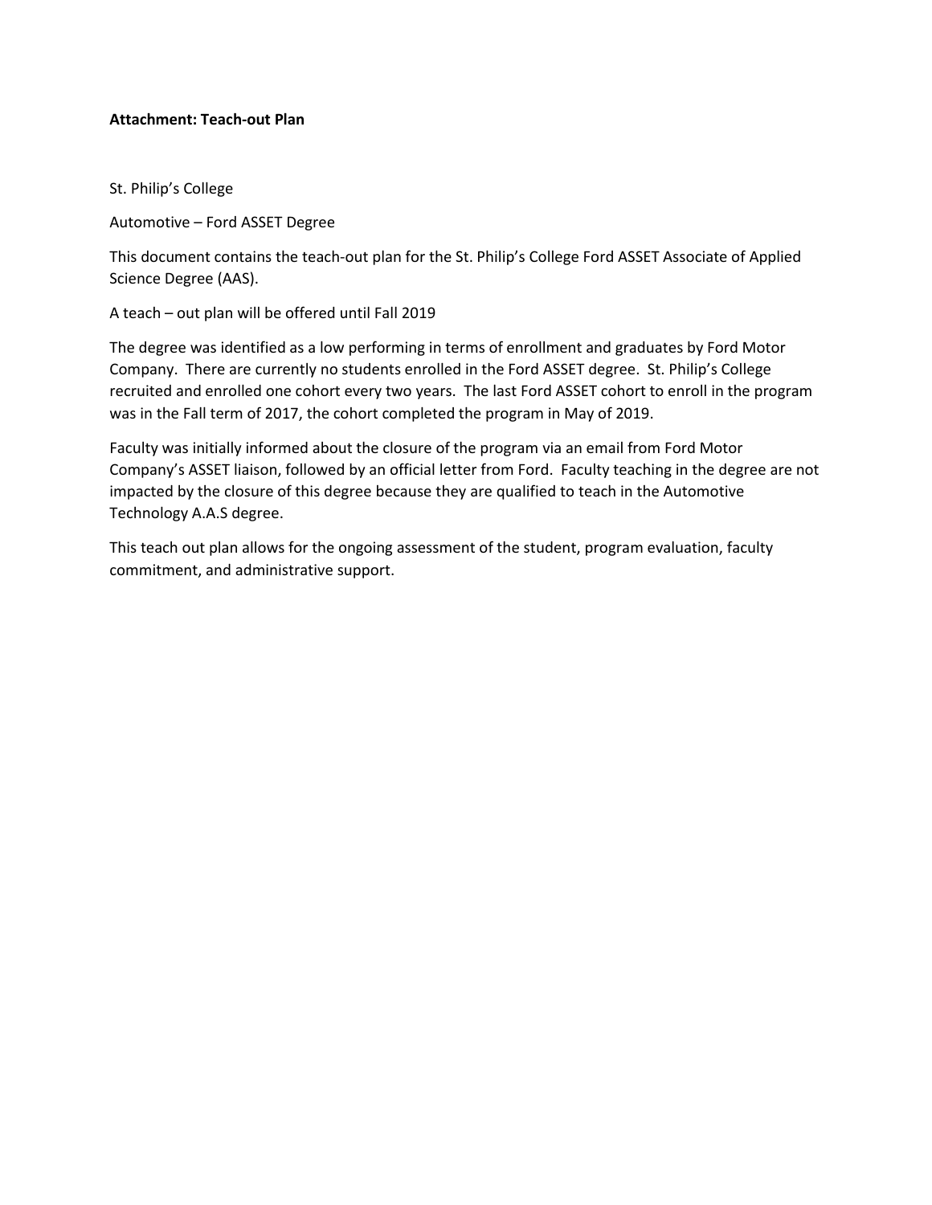**Attachment: Teach-out Plan**

St. Philip's College

Automotive – Ford ASSET Degree

This document contains the teach-out plan for the St. Philip's College Ford ASSET Associate of Applied Science Degree (AAS).

A teach – out plan will be offered until Fall 2019

The degree was identified as a low performing in terms of enrollment and graduates by Ford Motor Company. There are currently no students enrolled in the Ford ASSET degree. St. Philip's College recruited and enrolled one cohort every two years. The last Ford ASSET cohort to enroll in the program was in the Fall term of 2017, the cohort completed the program in May of 2019.

Faculty was initially informed about the closure of the program via an email from Ford Motor Company's ASSET liaison, followed by an official letter from Ford. Faculty teaching in the degree are not impacted by the closure of this degree because they are qualified to teach in the Automotive Technology A.A.S degree.

This teach out plan allows for the ongoing assessment of the student, program evaluation, faculty commitment, and administrative support.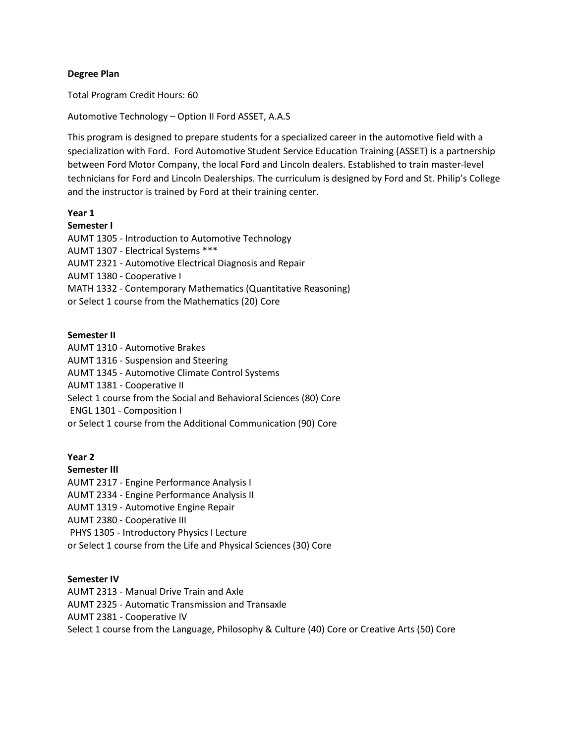**Degree Plan**

Total Program Credit Hours: 60

Automotive Technology – Option II Ford ASSET, A.A.S

This program is designed to prepare students for a specialized career in the automotive field with a specialization with Ford. Ford Automotive Student Service Education Training (ASSET) is a partnership between Ford Motor Company, the local Ford and Lincoln dealers. Established to train master-level technicians for Ford and Lincoln Dealerships. The curriculum is designed by Ford and St. Philip's College and the instructor is trained by Ford at their training center.

**Year 1**

**Semester I**

AUMT 1305 - Introduction to Automotive Technology
AUMT 1307 - Electrical Systems ***
AUMT 2321 - Automotive Electrical Diagnosis and Repair
AUMT 1380 - Cooperative I
MATH 1332 - Contemporary Mathematics (Quantitative Reasoning)
or Select 1 course from the Mathematics (20) Core

**Semester II**

AUMT 1310 - Automotive Brakes
AUMT 1316 - Suspension and Steering
AUMT 1345 - Automotive Climate Control Systems
AUMT 1381 - Cooperative II
Select 1 course from the Social and Behavioral Sciences (80) Core
ENGL 1301 - Composition I
or Select 1 course from the Additional Communication (90) Core

**Year 2**

**Semester III**

AUMT 2317 - Engine Performance Analysis I
AUMT 2334 - Engine Performance Analysis II
AUMT 1319 - Automotive Engine Repair
AUMT 2380 - Cooperative III
PHYS 1305 - Introductory Physics I Lecture
or Select 1 course from the Life and Physical Sciences (30) Core

**Semester IV**

AUMT 2313 - Manual Drive Train and Axle
AUMT 2325 - Automatic Transmission and Transaxle
AUMT 2381 - Cooperative IV
Select 1 course from the Language, Philosophy & Culture (40) Core or Creative Arts (50) Core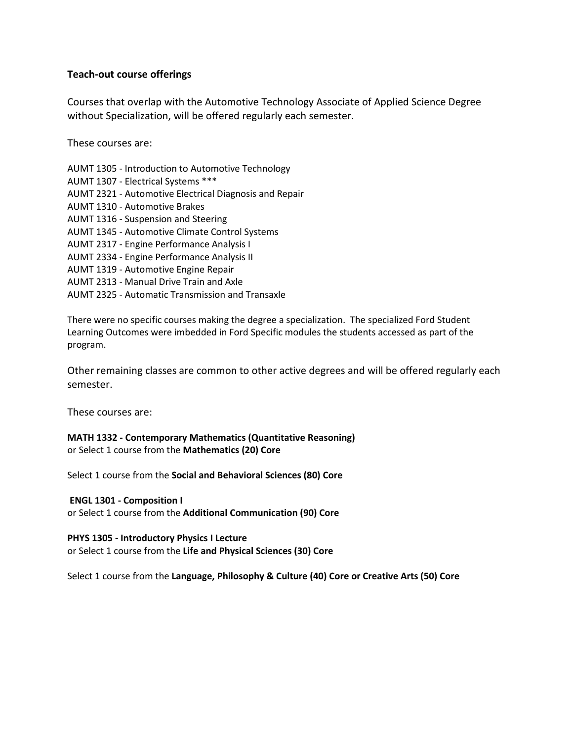**Teach-out course offerings**

Courses that overlap with the Automotive Technology Associate of Applied Science Degree without Specialization, will be offered regularly each semester.

These courses are:

AUMT 1305 - Introduction to Automotive Technology
AUMT 1307 - Electrical Systems ***
AUMT 2321 - Automotive Electrical Diagnosis and Repair
AUMT 1310 - Automotive Brakes
AUMT 1316 - Suspension and Steering
AUMT 1345 - Automotive Climate Control Systems
AUMT 2317 - Engine Performance Analysis I
AUMT 2334 - Engine Performance Analysis II
AUMT 1319 - Automotive Engine Repair
AUMT 2313 - Manual Drive Train and Axle
AUMT 2325 - Automatic Transmission and Transaxle

There were no specific courses making the degree a specialization. The specialized Ford Student Learning Outcomes were imbedded in Ford Specific modules the students accessed as part of the program.

Other remaining classes are common to other active degrees and will be offered regularly each semester.

These courses are:

**MATH 1332 - Contemporary Mathematics (Quantitative Reasoning)**
or Select 1 course from the **Mathematics (20) Core**

Select 1 course from the **Social and Behavioral Sciences (80) Core**

**ENGL 1301 - Composition I**
or Select 1 course from the **Additional Communication (90) Core**

**PHYS 1305 - Introductory Physics I Lecture**
or Select 1 course from the **Life and Physical Sciences (30) Core**

Select 1 course from the **Language, Philosophy & Culture (40) Core or Creative Arts (50) Core**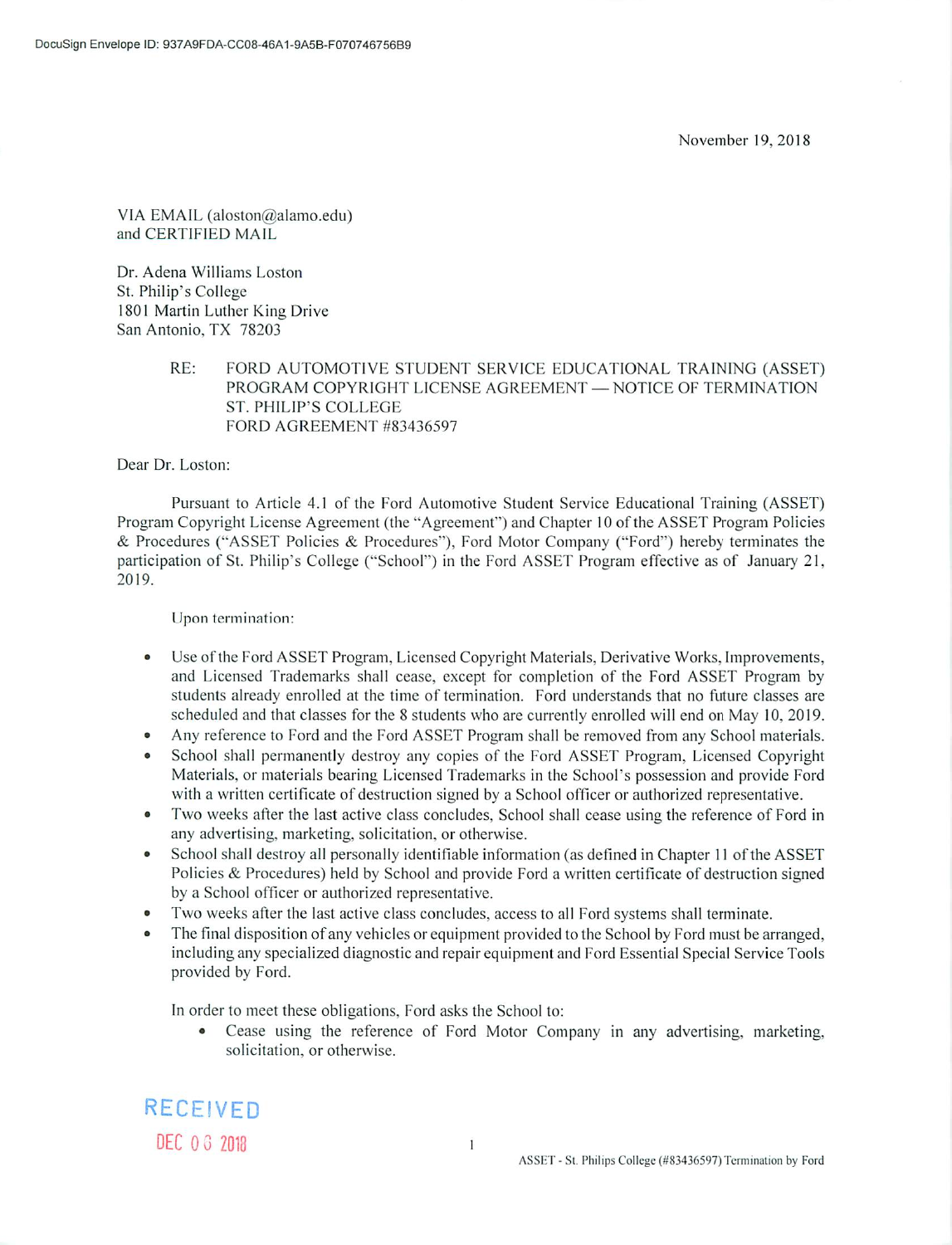DocuSign Envelope ID: 937A9FDA-CC08-46A1-9A5B-F070746756B9

November 19, 2018

VIA EMAIL (aloston@alamo.edu)
and CERTIFIED MAIL

Dr. Adena Williams Loston
St. Philip's College
1801 Martin Luther King Drive
San Antonio, TX 78203

RE: FORD AUTOMOTIVE STUDENT SERVICE EDUCATIONAL TRAINING (ASSET) PROGRAM COPYRIGHT LICENSE AGREEMENT — NOTICE OF TERMINATION
ST. PHILIP'S COLLEGE
FORD AGREEMENT #83436597

Dear Dr. Loston:

Pursuant to Article 4.1 of the Ford Automotive Student Service Educational Training (ASSET) Program Copyright License Agreement (the "Agreement") and Chapter 10 of the ASSET Program Policies & Procedures ("ASSET Policies & Procedures"), Ford Motor Company ("Ford") hereby terminates the participation of St. Philip's College ("School") in the Ford ASSET Program effective as of January 21, 2019.

Upon termination:

- Use of the Ford ASSET Program, Licensed Copyright Materials, Derivative Works, Improvements, and Licensed Trademarks shall cease, except for completion of the Ford ASSET Program by students already enrolled at the time of termination. Ford understands that no future classes are scheduled and that classes for the 8 students who are currently enrolled will end on May 10, 2019.
- Any reference to Ford and the Ford ASSET Program shall be removed from any School materials.
- School shall permanently destroy any copies of the Ford ASSET Program, Licensed Copyright Materials, or materials bearing Licensed Trademarks in the School's possession and provide Ford with a written certificate of destruction signed by a School officer or authorized representative.
- Two weeks after the last active class concludes, School shall cease using the reference of Ford in any advertising, marketing, solicitation, or otherwise.
- School shall destroy all personally identifiable information (as defined in Chapter 11 of the ASSET Policies & Procedures) held by School and provide Ford a written certificate of destruction signed by a School officer or authorized representative.
- Two weeks after the last active class concludes, access to all Ford systems shall terminate.
- The final disposition of any vehicles or equipment provided to the School by Ford must be arranged, including any specialized diagnostic and repair equipment and Ford Essential Special Service Tools provided by Ford.

In order to meet these obligations, Ford asks the School to:

- Cease using the reference of Ford Motor Company in any advertising, marketing, solicitation, or otherwise.

RECEIVED
DEC 03 2018

ASSET - St. Philips College (#83436597) Termination by Ford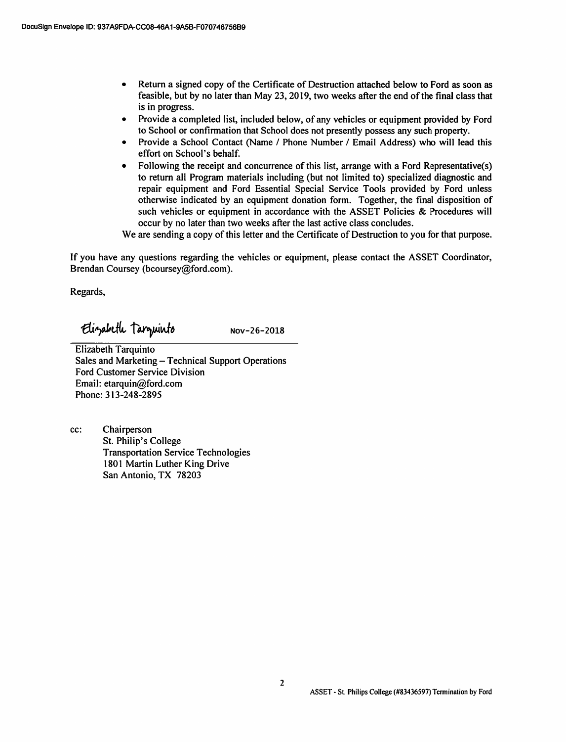- Return a signed copy of the Certificate of Destruction attached below to Ford as soon as feasible, but by no later than May 23, 2019, two weeks after the end of the final class that is in progress.
- Provide a completed list, included below, of any vehicles or equipment provided by Ford to School or confirmation that School does not presently possess any such property.
- Provide a School Contact (Name / Phone Number / Email Address) who will lead this effort on School's behalf.
- Following the receipt and concurrence of this list, arrange with a Ford Representative(s) to return all Program materials including (but not limited to) specialized diagnostic and repair equipment and Ford Essential Special Service Tools provided by Ford unless otherwise indicated by an equipment donation form. Together, the final disposition of such vehicles or equipment in accordance with the ASSET Policies & Procedures will occur by no later than two weeks after the last active class concludes.

We are sending a copy of this letter and the Certificate of Destruction to you for that purpose.

If you have any questions regarding the vehicles or equipment, please contact the ASSET Coordinator, Brendan Coursey (bcoursey@ford.com).

Regards,

Elizabeth Tarquinto　　Nov-26-2018

Elizabeth Tarquinto
Sales and Marketing – Technical Support Operations
Ford Customer Service Division
Email: etarquin@ford.com
Phone: 313-248-2895

cc: Chairperson
St. Philip's College
Transportation Service Technologies
1801 Martin Luther King Drive
San Antonio, TX 78203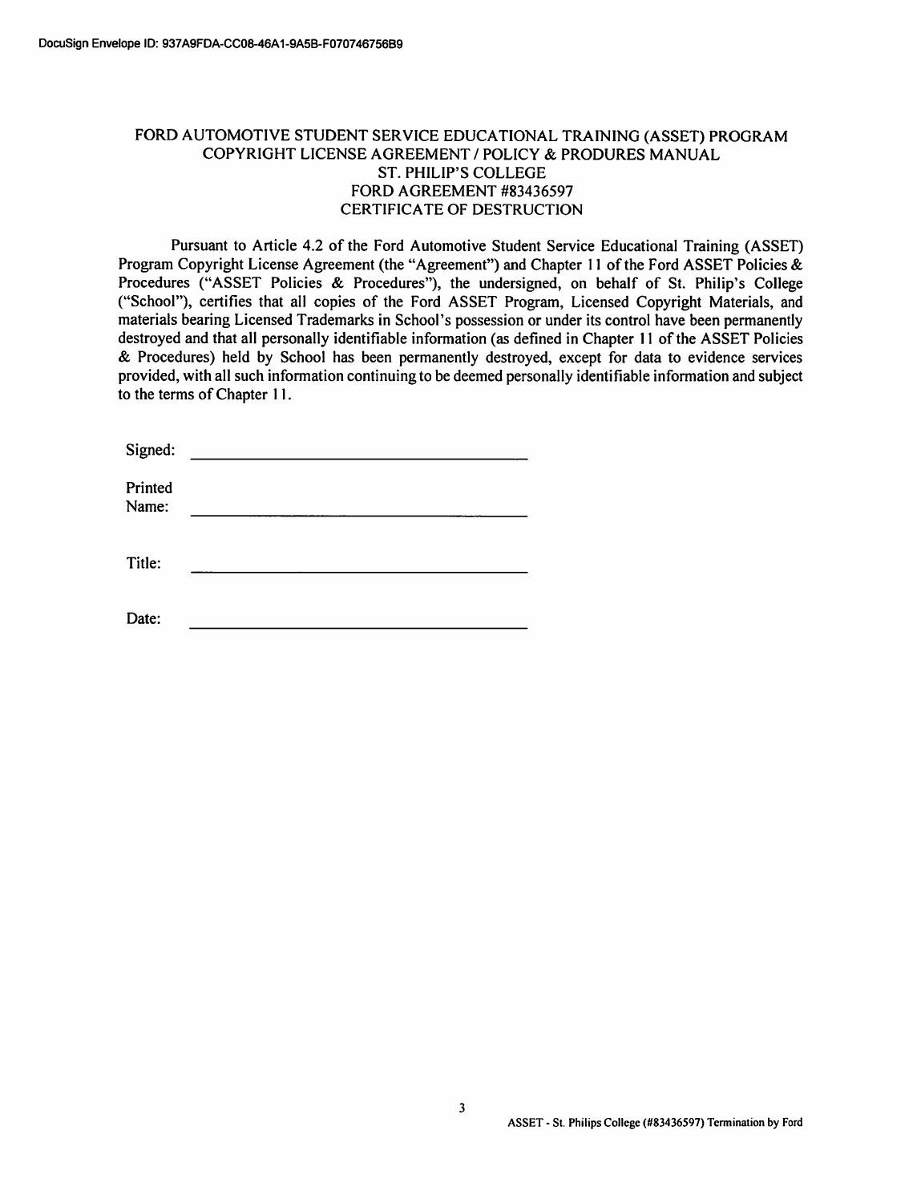# FORD AUTOMOTIVE STUDENT SERVICE EDUCATIONAL TRAINING (ASSET) PROGRAM
## COPYRIGHT LICENSE AGREEMENT / POLICY & PRODURES MANUAL
## ST. PHILIP'S COLLEGE
## FORD AGREEMENT #83436597
## CERTIFICATE OF DESTRUCTION

Pursuant to Article 4.2 of the Ford Automotive Student Service Educational Training (ASSET) Program Copyright License Agreement (the "Agreement") and Chapter 11 of the Ford ASSET Policies & Procedures ("ASSET Policies & Procedures"), the undersigned, on behalf of St. Philip's College ("School"), certifies that all copies of the Ford ASSET Program, Licensed Copyright Materials, and materials bearing Licensed Trademarks in School's possession or under its control have been permanently destroyed and that all personally identifiable information (as defined in Chapter 11 of the ASSET Policies & Procedures) held by School has been permanently destroyed, except for data to evidence services provided, with all such information continuing to be deemed personally identifiable information and subject to the terms of Chapter 11.

Signed: ______________________________

Printed Name: ______________________________

Title: ______________________________

Date: ______________________________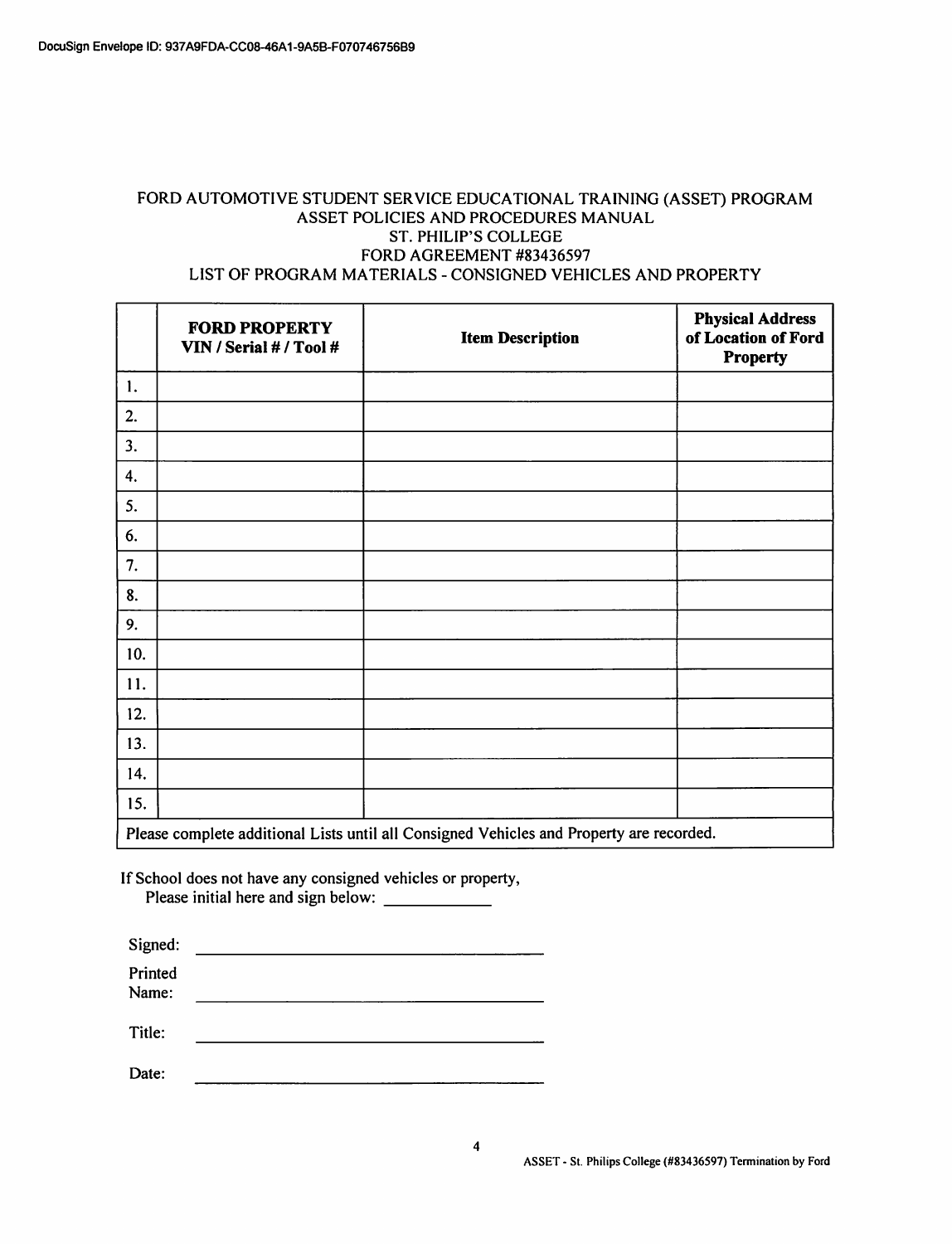FORD AUTOMOTIVE STUDENT SERVICE EDUCATIONAL TRAINING (ASSET) PROGRAM
ASSET POLICIES AND PROCEDURES MANUAL
ST. PHILIP'S COLLEGE
FORD AGREEMENT #83436597
LIST OF PROGRAM MATERIALS - CONSIGNED VEHICLES AND PROPERTY

| | **FORD PROPERTY VIN / Serial # / Tool #** | **Item Description** | **Physical Address of Location of Ford Property** |
|---|---|---|---|
| 1. | | | |
| 2. | | | |
| 3. | | | |
| 4. | | | |
| 5. | | | |
| 6. | | | |
| 7. | | | |
| 8. | | | |
| 9. | | | |
| 10. | | | |
| 11. | | | |
| 12. | | | |
| 13. | | | |
| 14. | | | |
| 15. | | | |
| Please complete additional Lists until all Consigned Vehicles and Property are recorded. | | | |

If School does not have any consigned vehicles or property,
Please initial here and sign below: ____________

Signed: ______________________________

Printed Name: ______________________________

Title: ______________________________

Date: ______________________________

ASSET - St. Philips College (#83436597) Termination by Ford